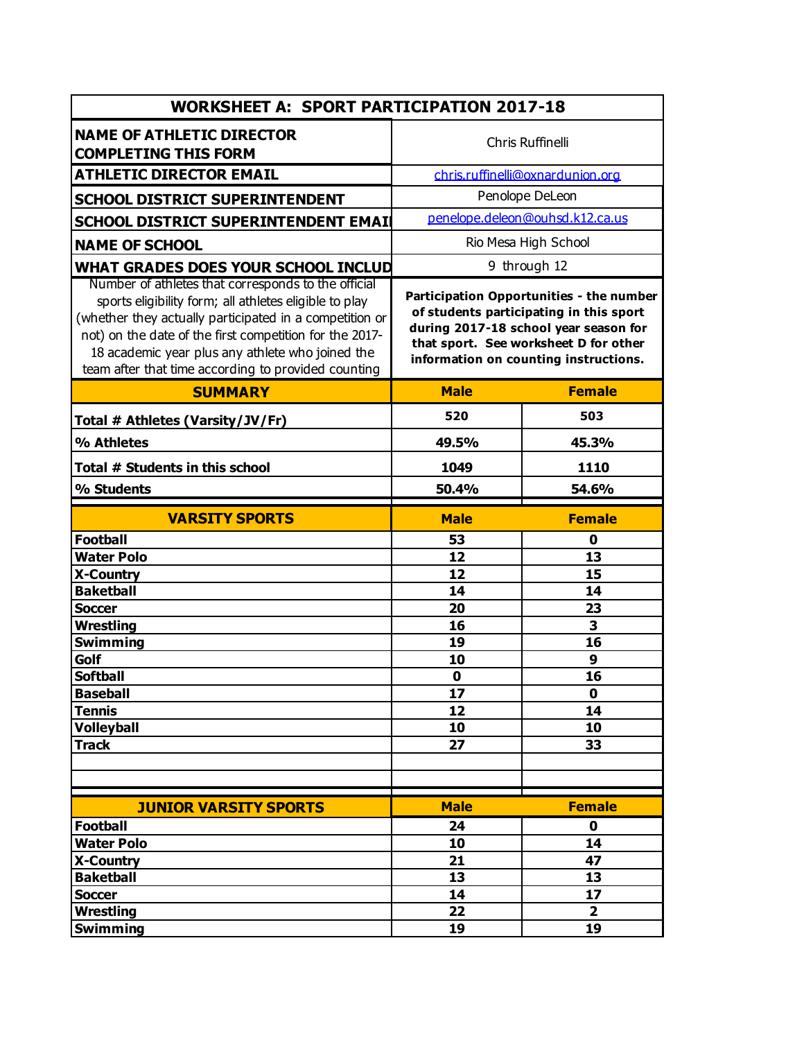# WORKSHEET A: SPORT PARTICIPATION 2017-18

| | |
|---|---|
| **NAME OF ATHLETIC DIRECTOR COMPLETING THIS FORM** | Chris Ruffinelli |
| **ATHLETIC DIRECTOR EMAIL** | chris.ruffinelli@oxnardunion.org |
| **SCHOOL DISTRICT SUPERINTENDENT** | Penolope DeLeon |
| **SCHOOL DISTRICT SUPERINTENDENT EMAI** | penelope.deleon@ouhsd.k12.ca.us |
| **NAME OF SCHOOL** | Rio Mesa High School |
| **WHAT GRADES DOES YOUR SCHOOL INCLUD** | 9 through 12 |

| Number of athletes that corresponds to the official sports eligibility form; all athletes eligible to play (whether they actually participated in a competition or not) on the date of the first competition for the 2017-18 academic year plus any athlete who joined the team after that time according to provided counting | **Participation Opportunities - the number of students participating in this sport during 2017-18 school year season for that sport. See worksheet D for other information on counting instructions.** | |
|---|---|---|
| **SUMMARY** | **Male** | **Female** |
| **Total # Athletes (Varsity/JV/Fr)** | **520** | **503** |
| **% Athletes** | **49.5%** | **45.3%** |
| **Total # Students in this school** | **1049** | **1110** |
| **% Students** | **50.4%** | **54.6%** |

| **VARSITY SPORTS** | **Male** | **Female** |
|---|---|---|
| **Football** | **53** | **0** |
| **Water Polo** | **12** | **13** |
| **X-Country** | **12** | **15** |
| **Baketball** | **14** | **14** |
| **Soccer** | **20** | **23** |
| **Wrestling** | **16** | **3** |
| **Swimming** | **19** | **16** |
| **Golf** | **10** | **9** |
| **Softball** | **0** | **16** |
| **Baseball** | **17** | **0** |
| **Tennis** | **12** | **14** |
| **Volleyball** | **10** | **10** |
| **Track** | **27** | **33** |
| | | |
| | | |

| **JUNIOR VARSITY SPORTS** | **Male** | **Female** |
|---|---|---|
| **Football** | **24** | **0** |
| **Water Polo** | **10** | **14** |
| **X-Country** | **21** | **47** |
| **Baketball** | **13** | **13** |
| **Soccer** | **14** | **17** |
| **Wrestling** | **22** | **2** |
| **Swimming** | **19** | **19** |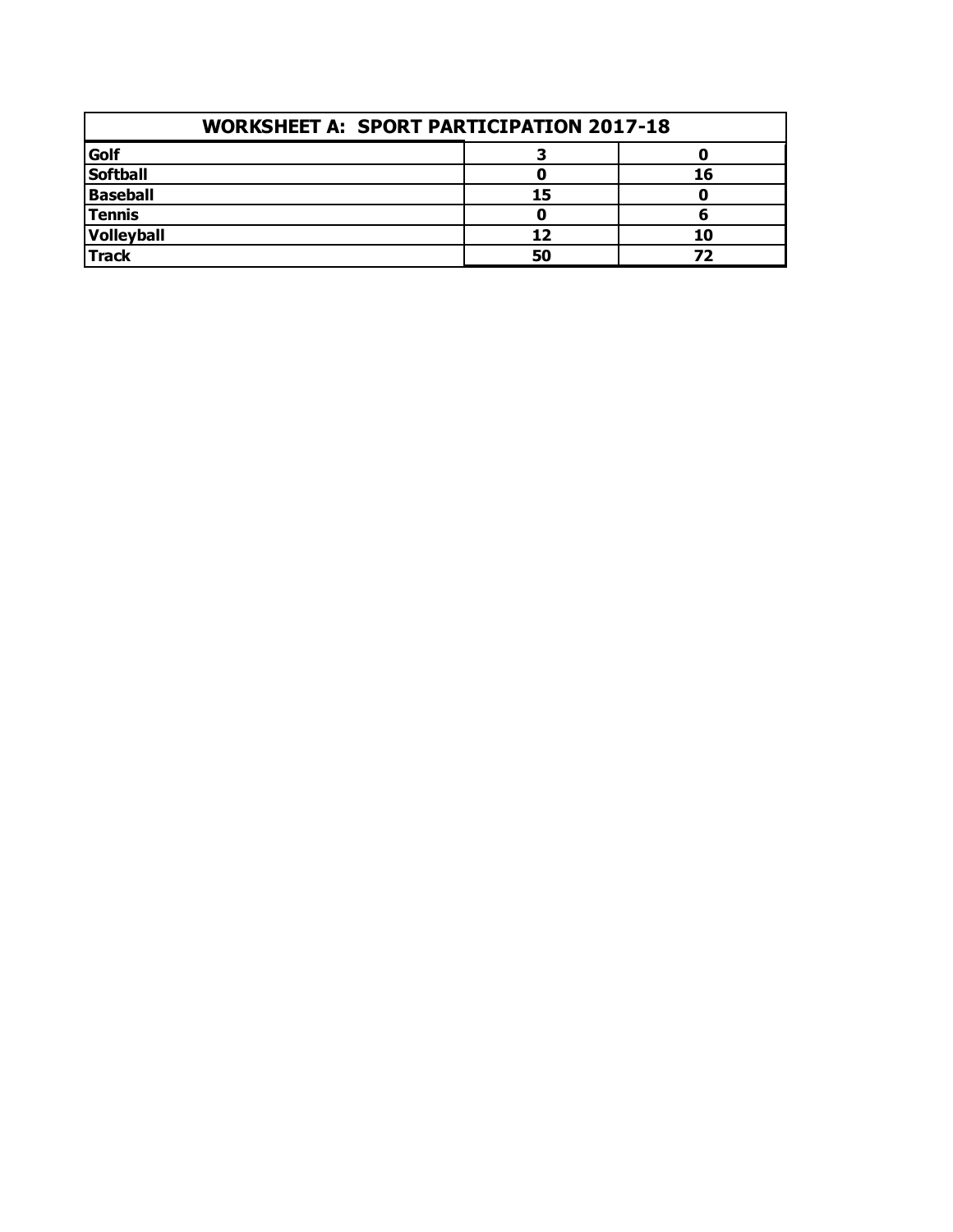| WORKSHEET A: SPORT PARTICIPATION 2017-18 | | |
|---|---|---|
| **Golf** | **3** | **0** |
| **Softball** | **0** | **16** |
| **Baseball** | **15** | **0** |
| **Tennis** | **0** | **6** |
| **Volleyball** | **12** | **10** |
| **Track** | **50** | **72** |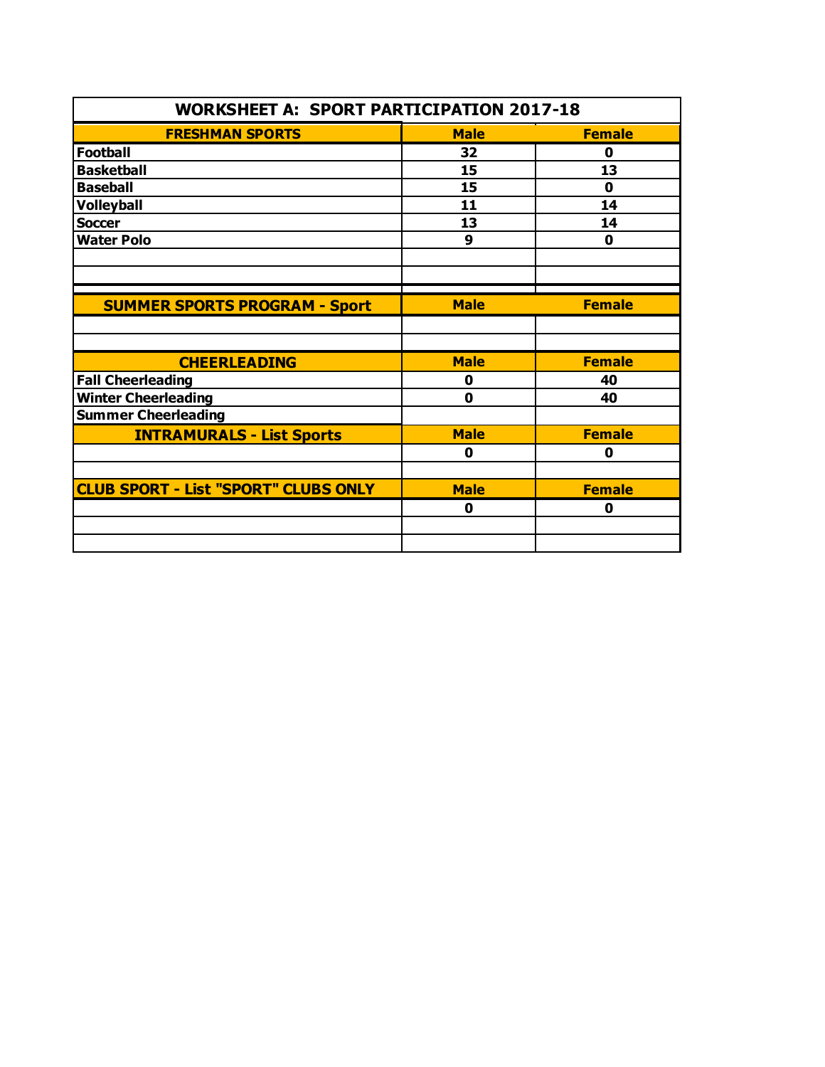## WORKSHEET A: SPORT PARTICIPATION 2017-18

| FRESHMAN SPORTS | Male | Female |
|---|---|---|
| Football | 32 | 0 |
| Basketball | 15 | 13 |
| Baseball | 15 | 0 |
| Volleyball | 11 | 14 |
| Soccer | 13 | 14 |
| Water Polo | 9 | 0 |
| | | |
| | | |
| **SUMMER SPORTS PROGRAM - Sport** | **Male** | **Female** |
| | | |
| | | |
| **CHEERLEADING** | **Male** | **Female** |
| Fall Cheerleading | 0 | 40 |
| Winter Cheerleading | 0 | 40 |
| Summer Cheerleading | | |
| **INTRAMURALS - List Sports** | **Male** | **Female** |
| | 0 | 0 |
| | | |
| **CLUB SPORT - List "SPORT" CLUBS ONLY** | **Male** | **Female** |
| | 0 | 0 |
| | | |
| | | |